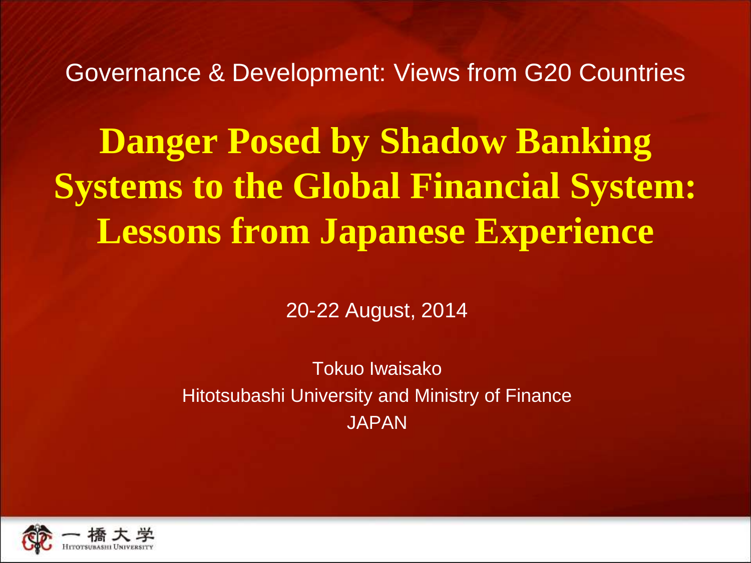Governance & Development: Views from G20 Countries

# Danger Posed by Shadow Banking Systems to the Global Financial System: Lessons from Japanese Experience

20-22 August, 2014

Tokuo Iwaisako
Hitotsubashi University and Ministry of Finance
JAPAN

一橋大学
Hitotsubashi University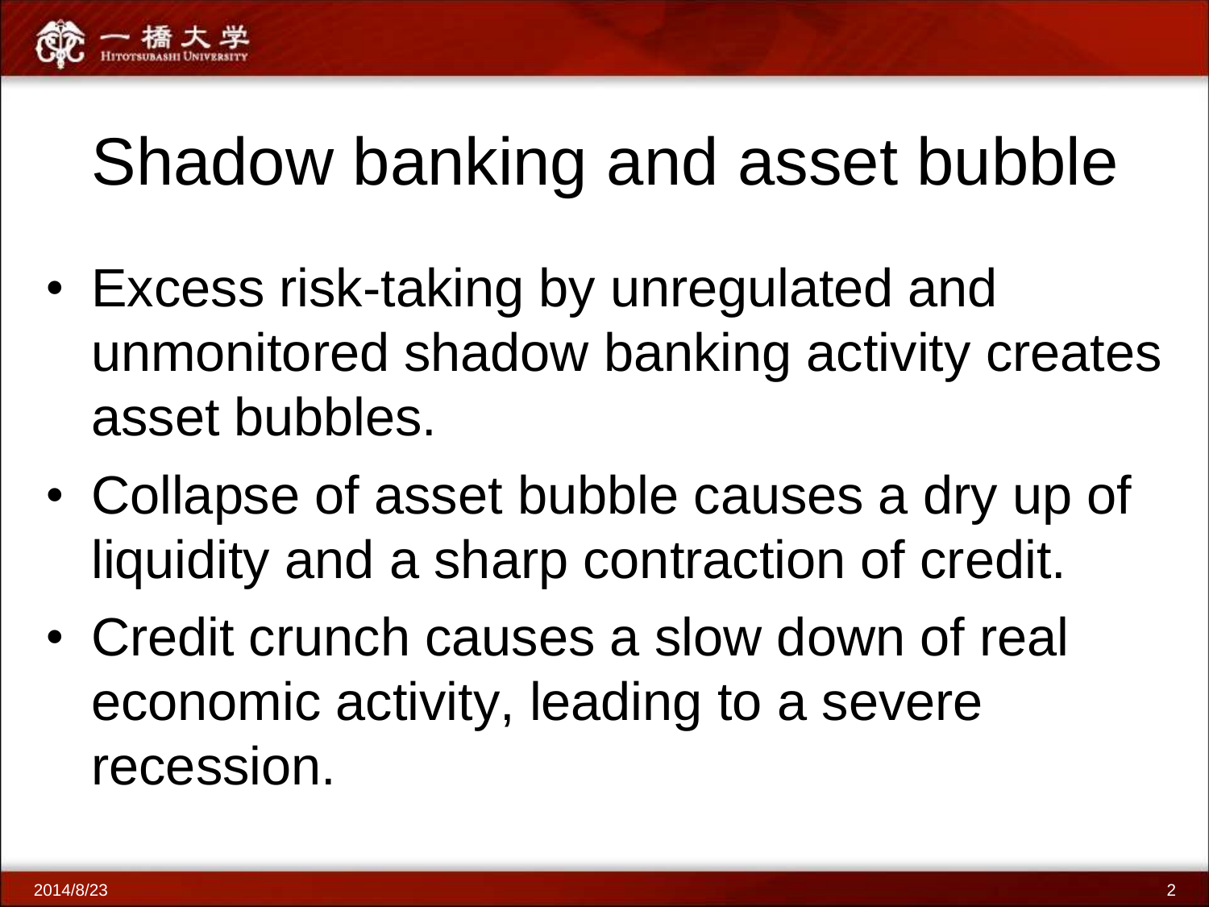# Shadow banking and asset bubble

- Excess risk-taking by unregulated and unmonitored shadow banking activity creates asset bubbles.
- Collapse of asset bubble causes a dry up of liquidity and a sharp contraction of credit.
- Credit crunch causes a slow down of real economic activity, leading to a severe recession.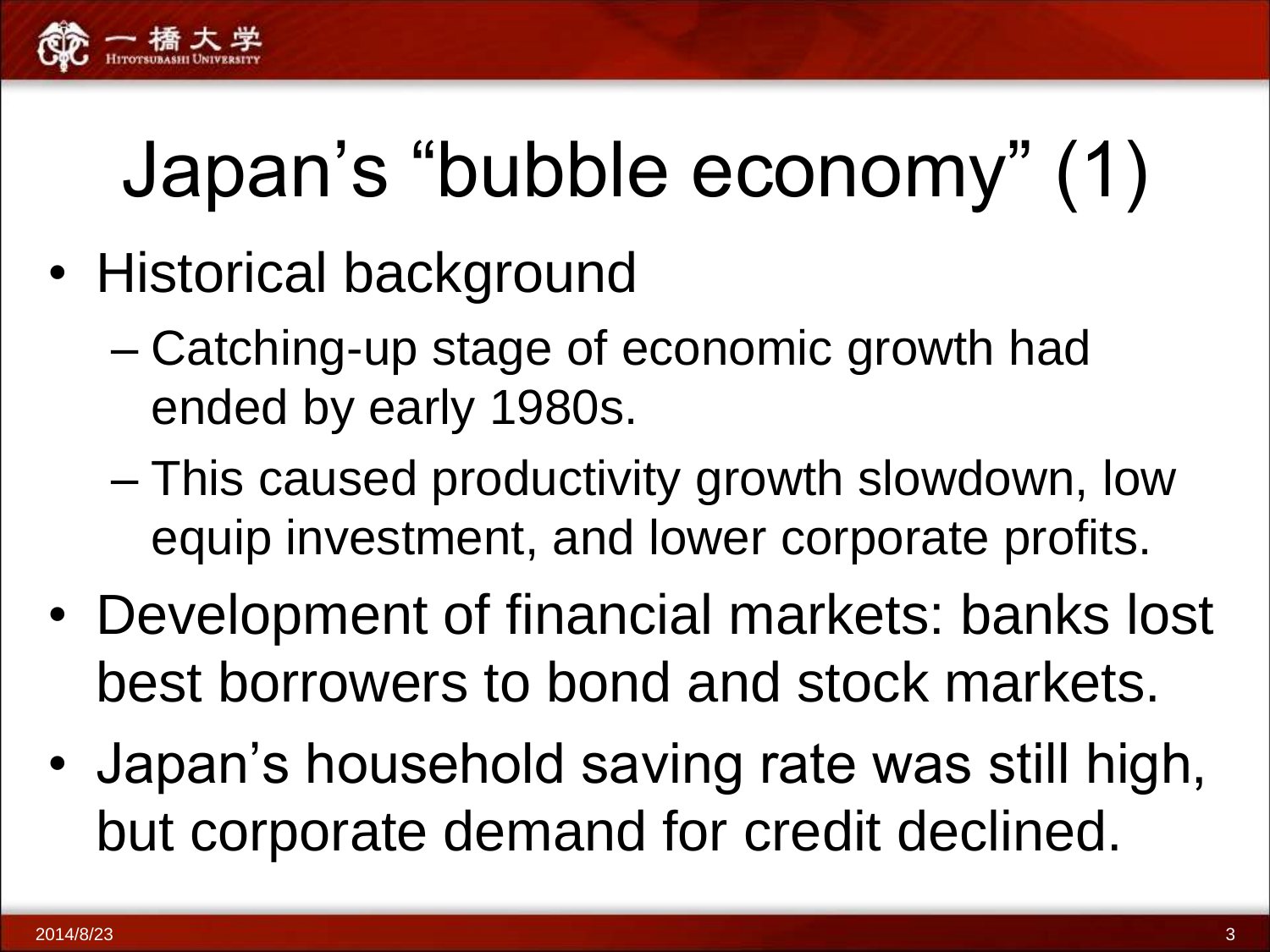# Japan's "bubble economy" (1)

- Historical background
  - Catching-up stage of economic growth had ended by early 1980s.
  - This caused productivity growth slowdown, low equip investment, and lower corporate profits.
- Development of financial markets: banks lost best borrowers to bond and stock markets.
- Japan's household saving rate was still high, but corporate demand for credit declined.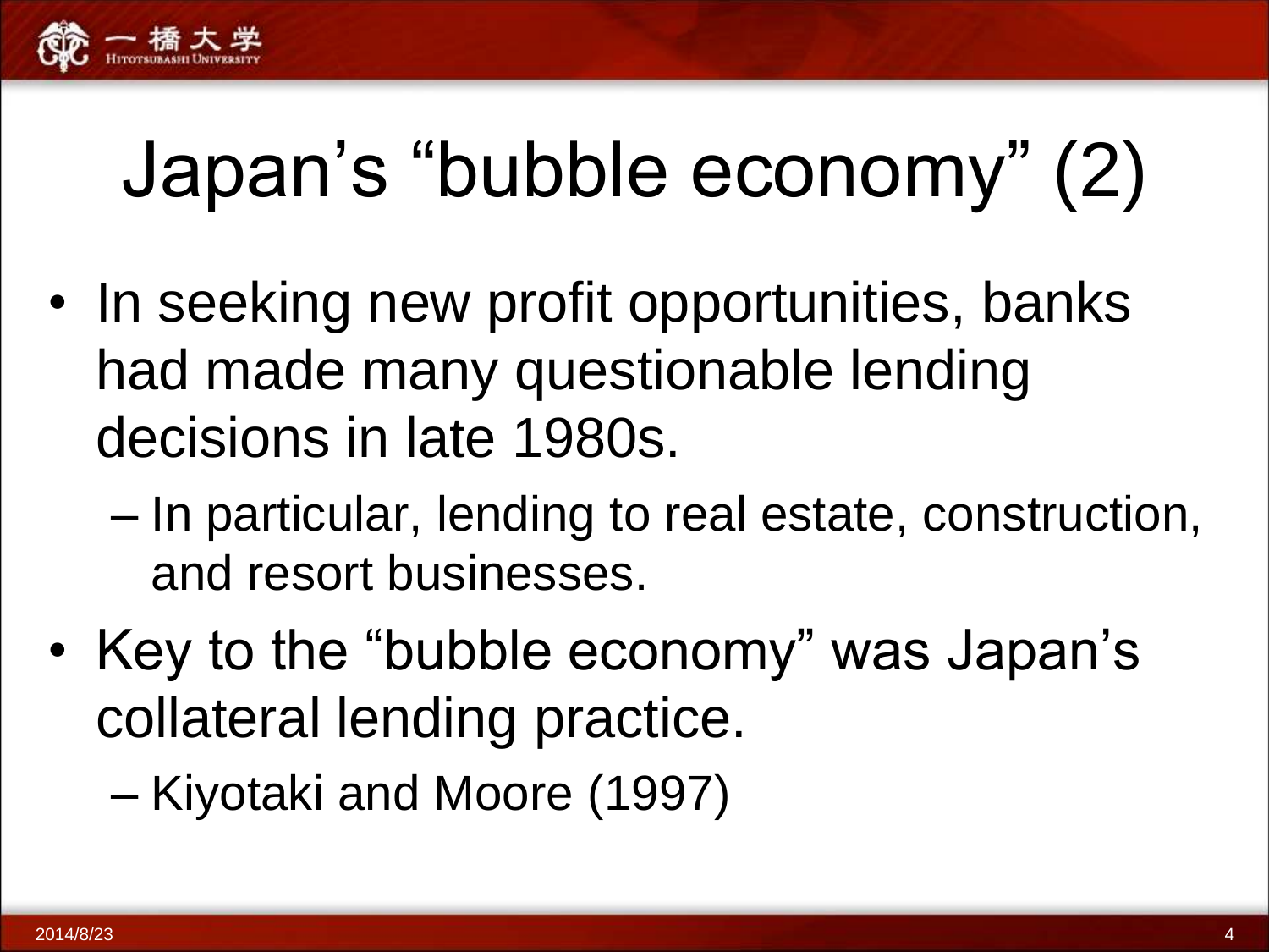# Japan's "bubble economy" (2)

- In seeking new profit opportunities, banks had made many questionable lending decisions in late 1980s.
  - In particular, lending to real estate, construction, and resort businesses.
- Key to the "bubble economy" was Japan's collateral lending practice.
  - Kiyotaki and Moore (1997)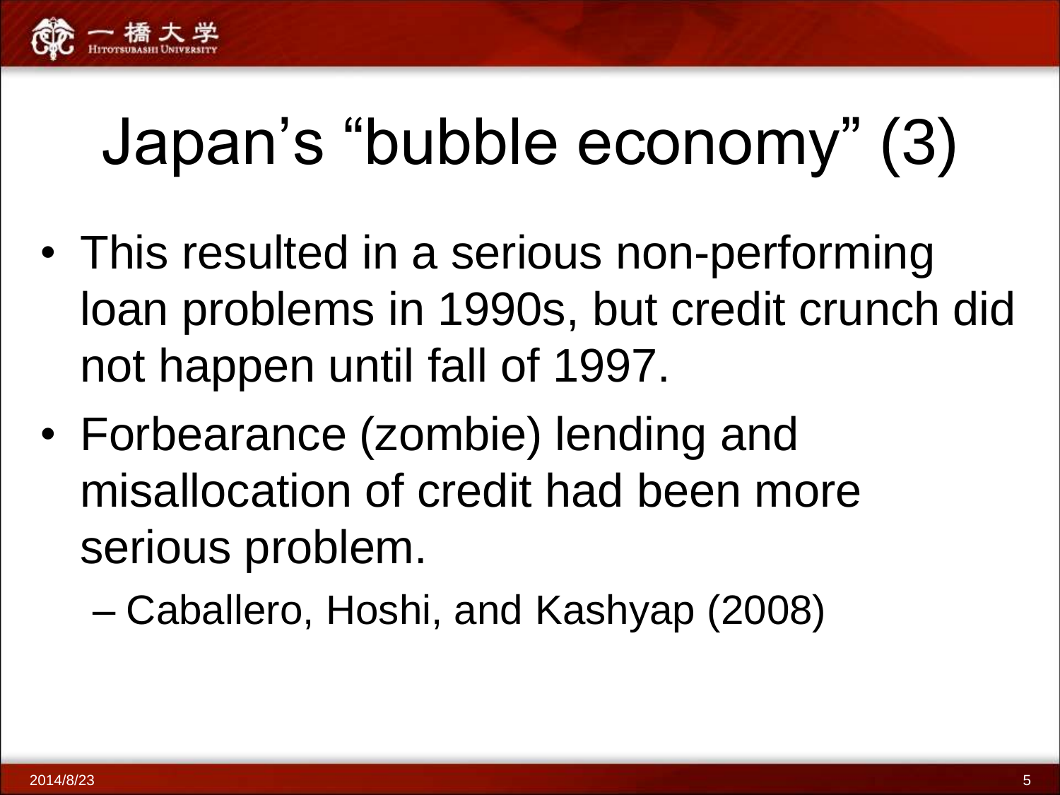# Japan’s “bubble economy” (3)

- This resulted in a serious non-performing loan problems in 1990s, but credit crunch did not happen until fall of 1997.
- Forbearance (zombie) lending and misallocation of credit had been more serious problem.
  - Caballero, Hoshi, and Kashyap (2008)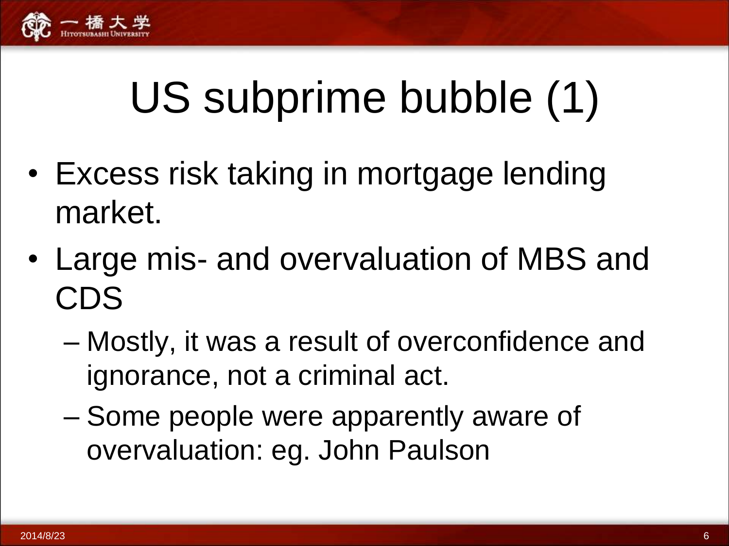# US subprime bubble (1)

- Excess risk taking in mortgage lending market.
- Large mis- and overvaluation of MBS and CDS
  - Mostly, it was a result of overconfidence and ignorance, not a criminal act.
  - Some people were apparently aware of overvaluation: eg. John Paulson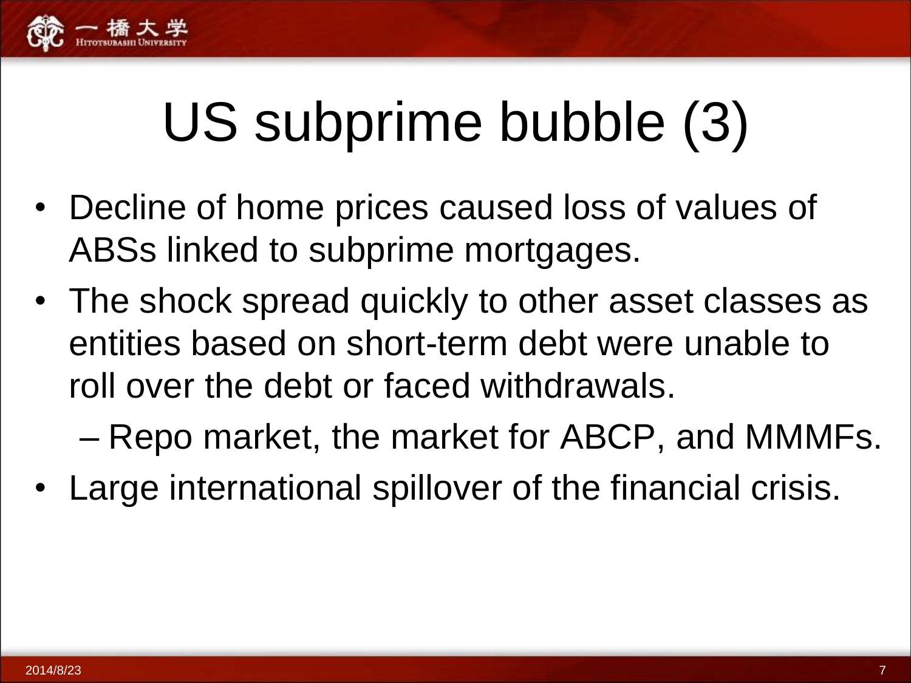# US subprime bubble (3)

- Decline of home prices caused loss of values of ABSs linked to subprime mortgages.
- The shock spread quickly to other asset classes as entities based on short-term debt were unable to roll over the debt or faced withdrawals.
  - Repo market, the market for ABCP, and MMMFs.
- Large international spillover of the financial crisis.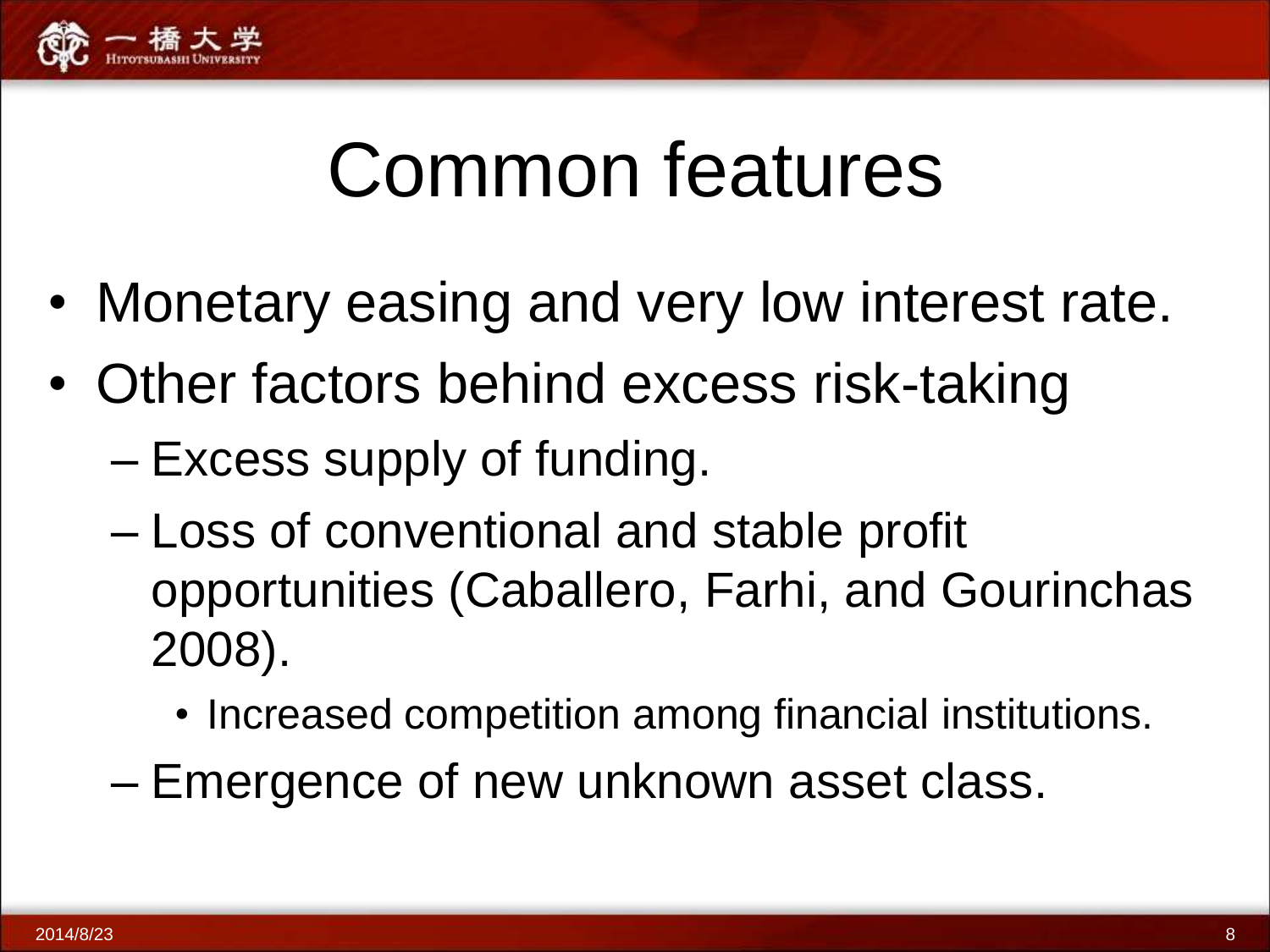# Common features

- Monetary easing and very low interest rate.
- Other factors behind excess risk-taking
  - Excess supply of funding.
  - Loss of conventional and stable profit opportunities (Caballero, Farhi, and Gourinchas 2008).
    - Increased competition among financial institutions.
  - Emergence of new unknown asset class.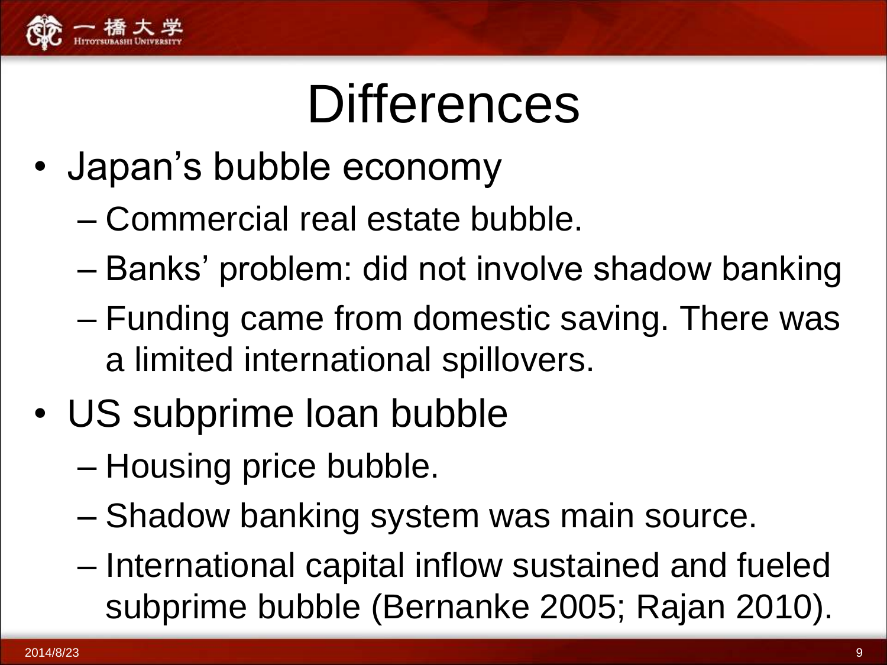# Differences

- Japan's bubble economy
  - Commercial real estate bubble.
  - Banks' problem: did not involve shadow banking
  - Funding came from domestic saving. There was a limited international spillovers.
- US subprime loan bubble
  - Housing price bubble.
  - Shadow banking system was main source.
  - International capital inflow sustained and fueled subprime bubble (Bernanke 2005; Rajan 2010).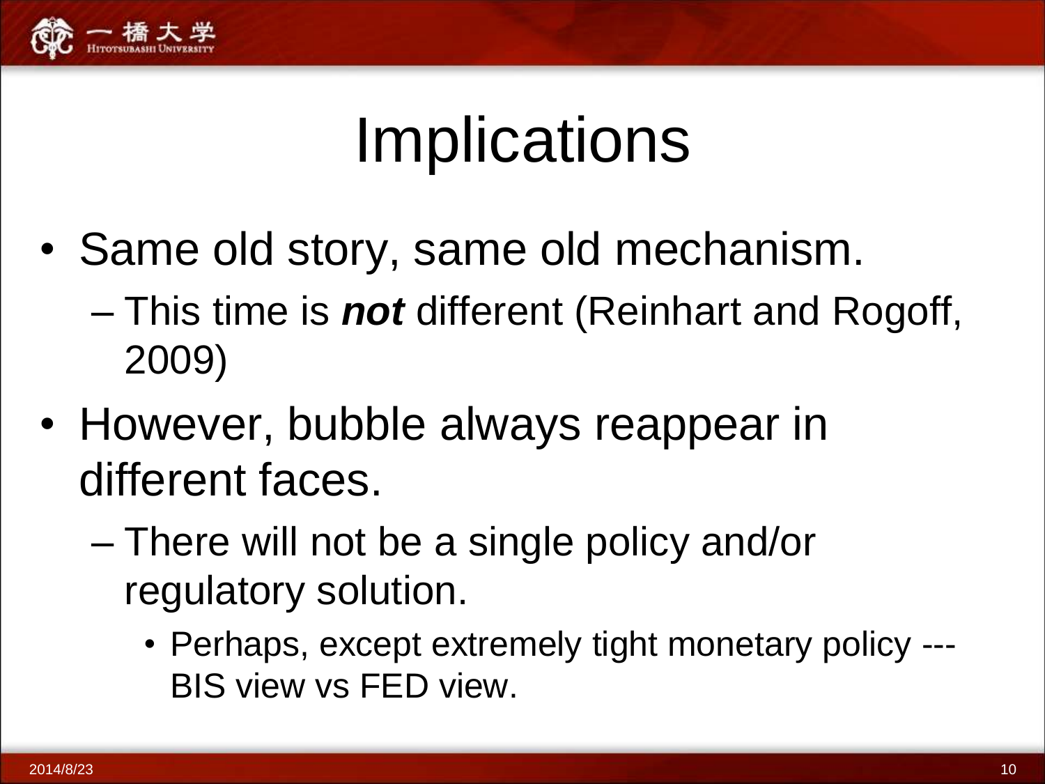# Implications

- Same old story, same old mechanism.
  - This time is ***not*** different (Reinhart and Rogoff, 2009)
- However, bubble always reappear in different faces.
  - There will not be a single policy and/or regulatory solution.
    - Perhaps, except extremely tight monetary policy --- BIS view vs FED view.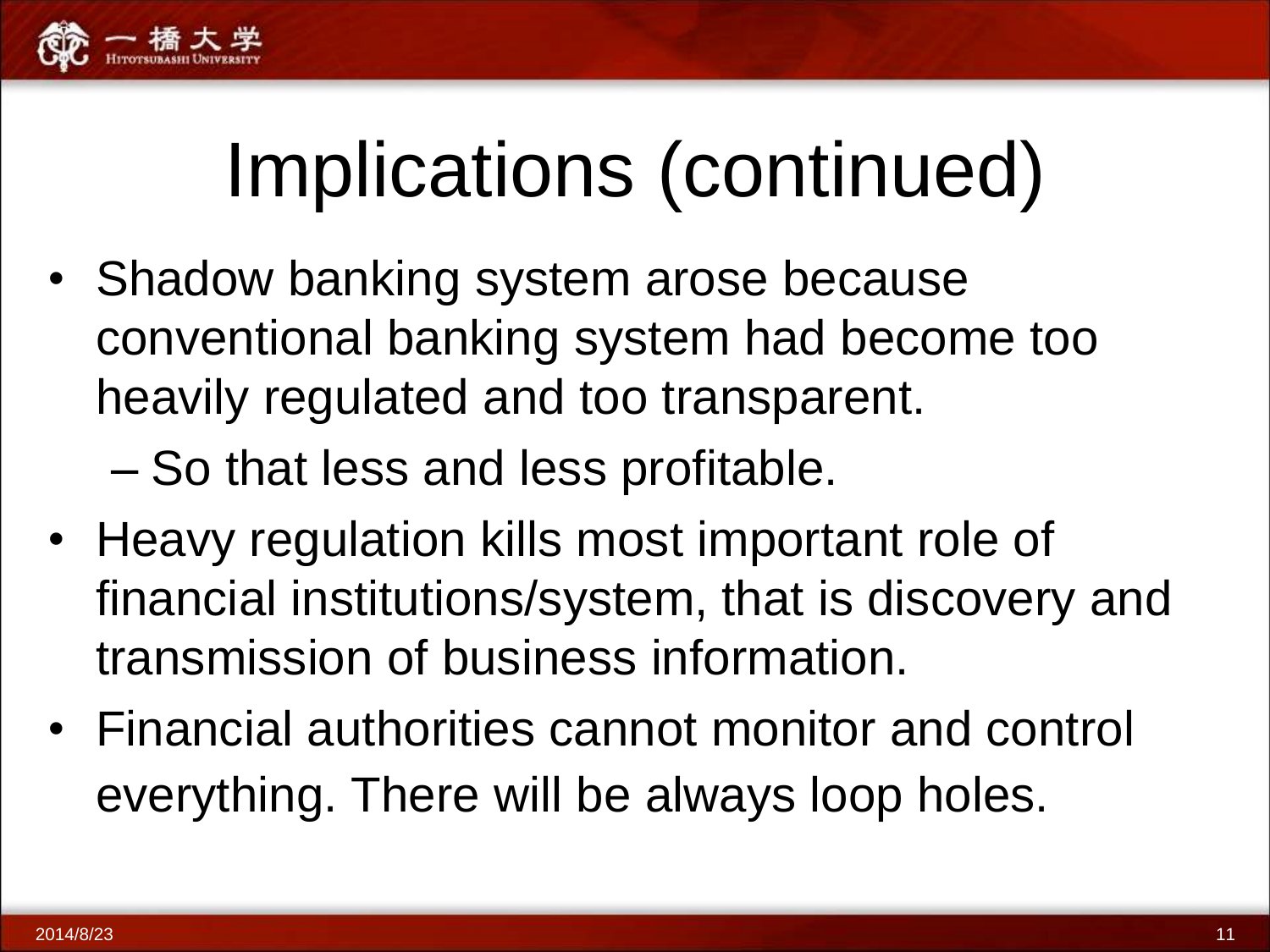# Implications (continued)

- Shadow banking system arose because conventional banking system had become too heavily regulated and too transparent.
  - So that less and less profitable.
- Heavy regulation kills most important role of financial institutions/system, that is discovery and transmission of business information.
- Financial authorities cannot monitor and control everything. There will be always loop holes.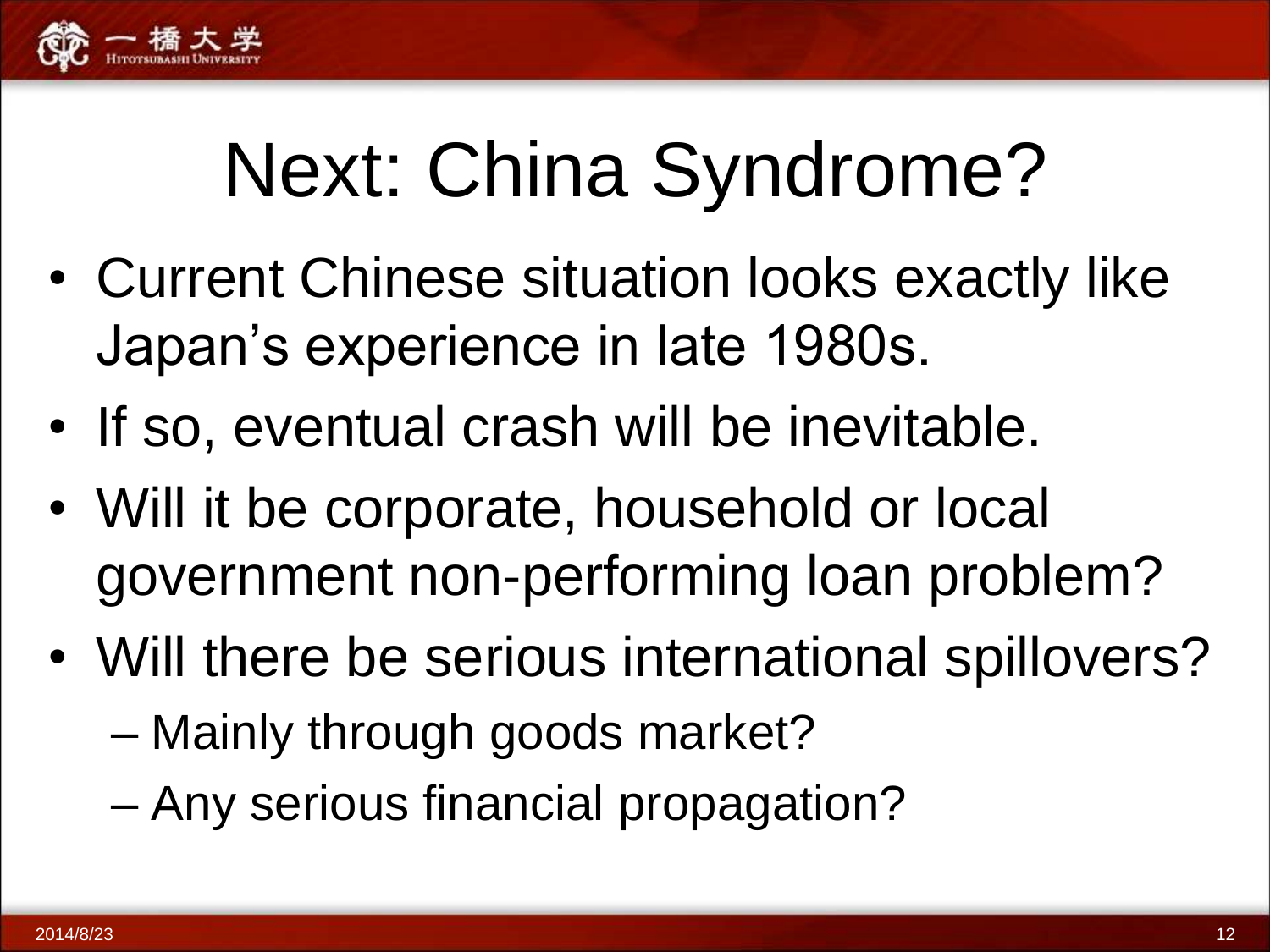# Next: China Syndrome?

- Current Chinese situation looks exactly like Japan’s experience in late 1980s.
- If so, eventual crash will be inevitable.
- Will it be corporate, household or local government non-performing loan problem?
- Will there be serious international spillovers?
  - Mainly through goods market?
  - Any serious financial propagation?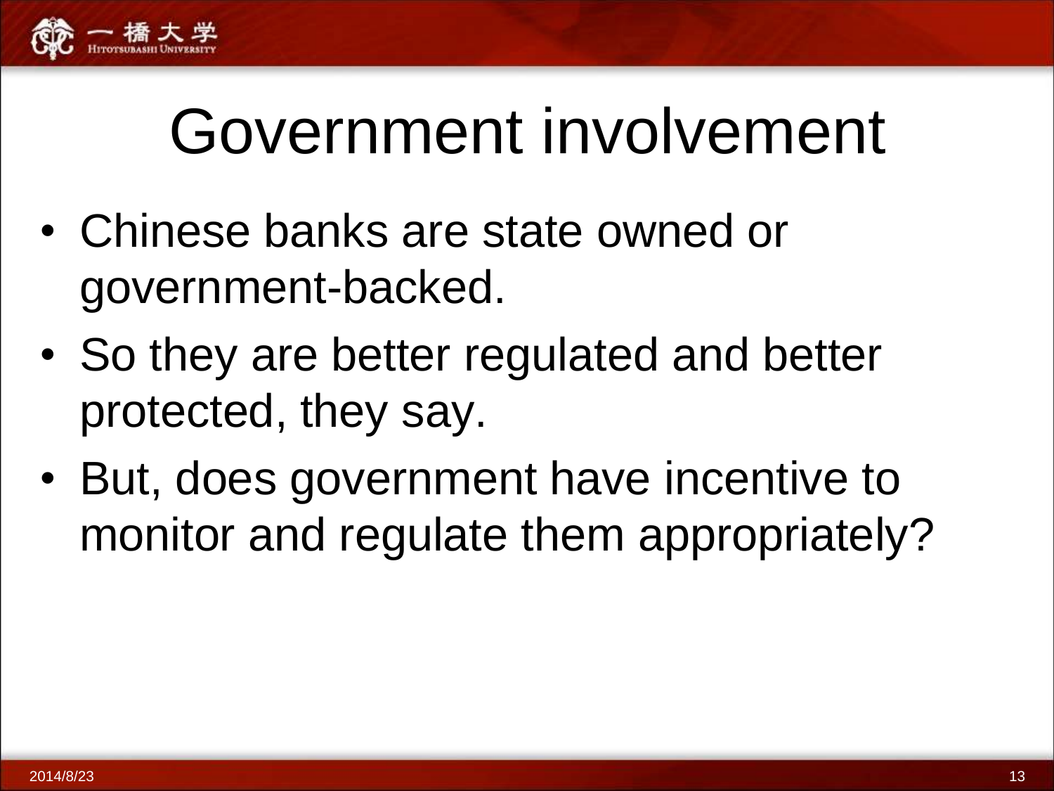# Government involvement

- Chinese banks are state owned or government-backed.
- So they are better regulated and better protected, they say.
- But, does government have incentive to monitor and regulate them appropriately?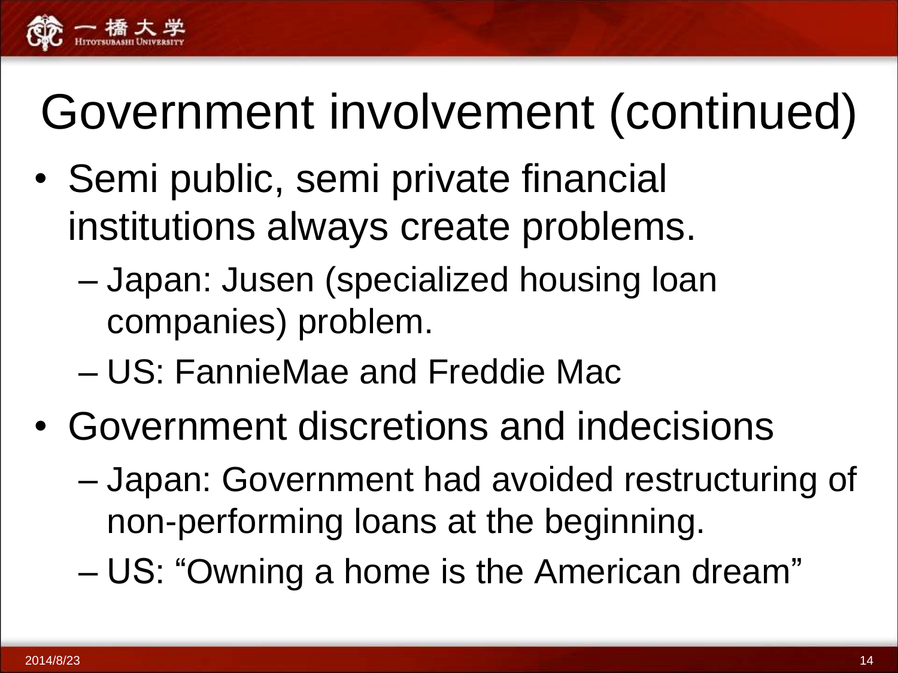# Government involvement (continued)

- Semi public, semi private financial institutions always create problems.
  - Japan: Jusen (specialized housing loan companies) problem.
  - US: FannieMae and Freddie Mac
- Government discretions and indecisions
  - Japan: Government had avoided restructuring of non-performing loans at the beginning.
  - US: "Owning a home is the American dream"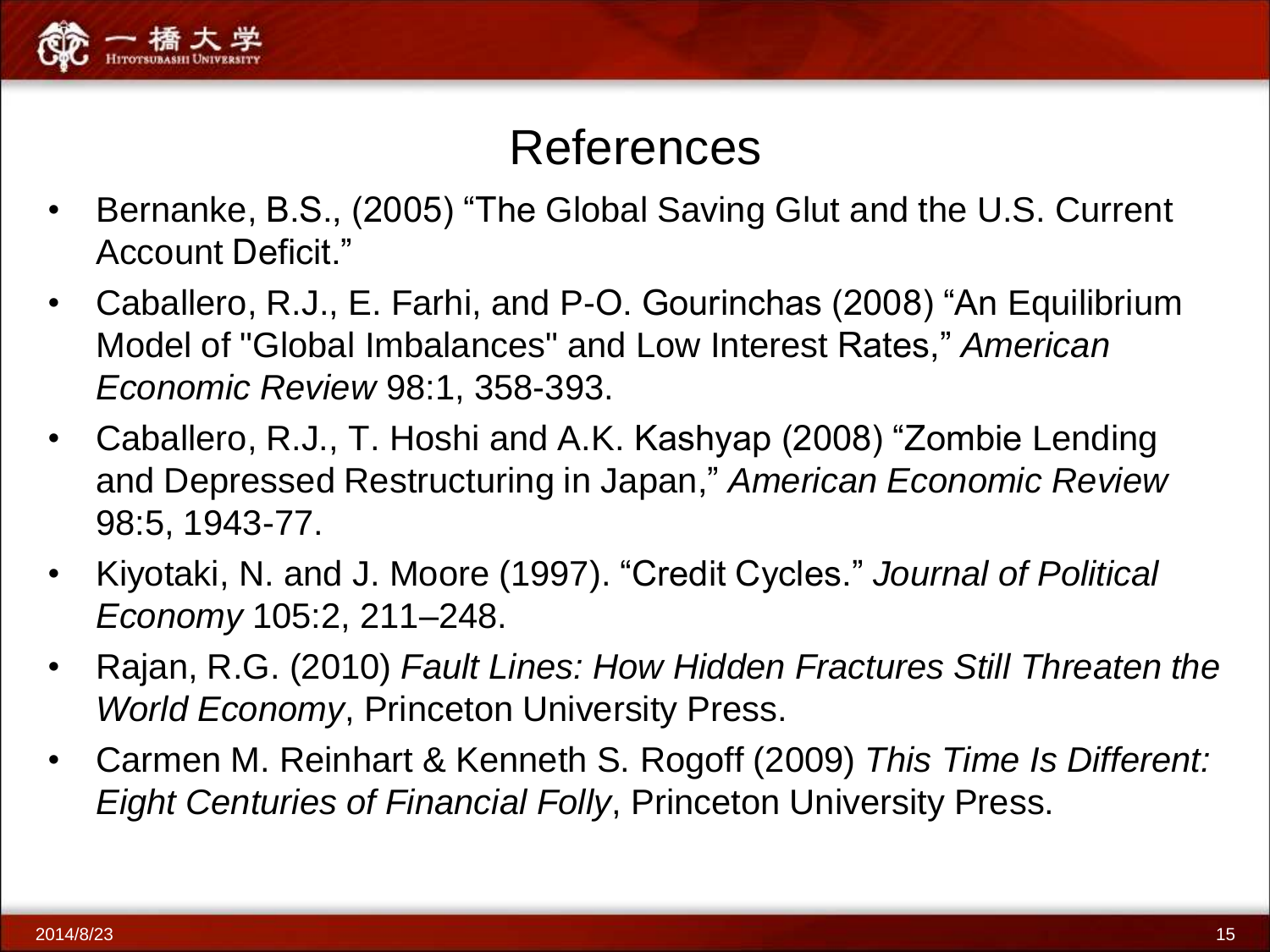# References

- Bernanke, B.S., (2005) "The Global Saving Glut and the U.S. Current Account Deficit."
- Caballero, R.J., E. Farhi, and P-O. Gourinchas (2008) "An Equilibrium Model of "Global Imbalances" and Low Interest Rates," *American Economic Review* 98:1, 358-393.
- Caballero, R.J., T. Hoshi and A.K. Kashyap (2008) "Zombie Lending and Depressed Restructuring in Japan," *American Economic Review* 98:5, 1943-77.
- Kiyotaki, N. and J. Moore (1997). "Credit Cycles." *Journal of Political Economy* 105:2, 211–248.
- Rajan, R.G. (2010) *Fault Lines: How Hidden Fractures Still Threaten the World Economy*, Princeton University Press.
- Carmen M. Reinhart & Kenneth S. Rogoff (2009) *This Time Is Different: Eight Centuries of Financial Folly*, Princeton University Press.